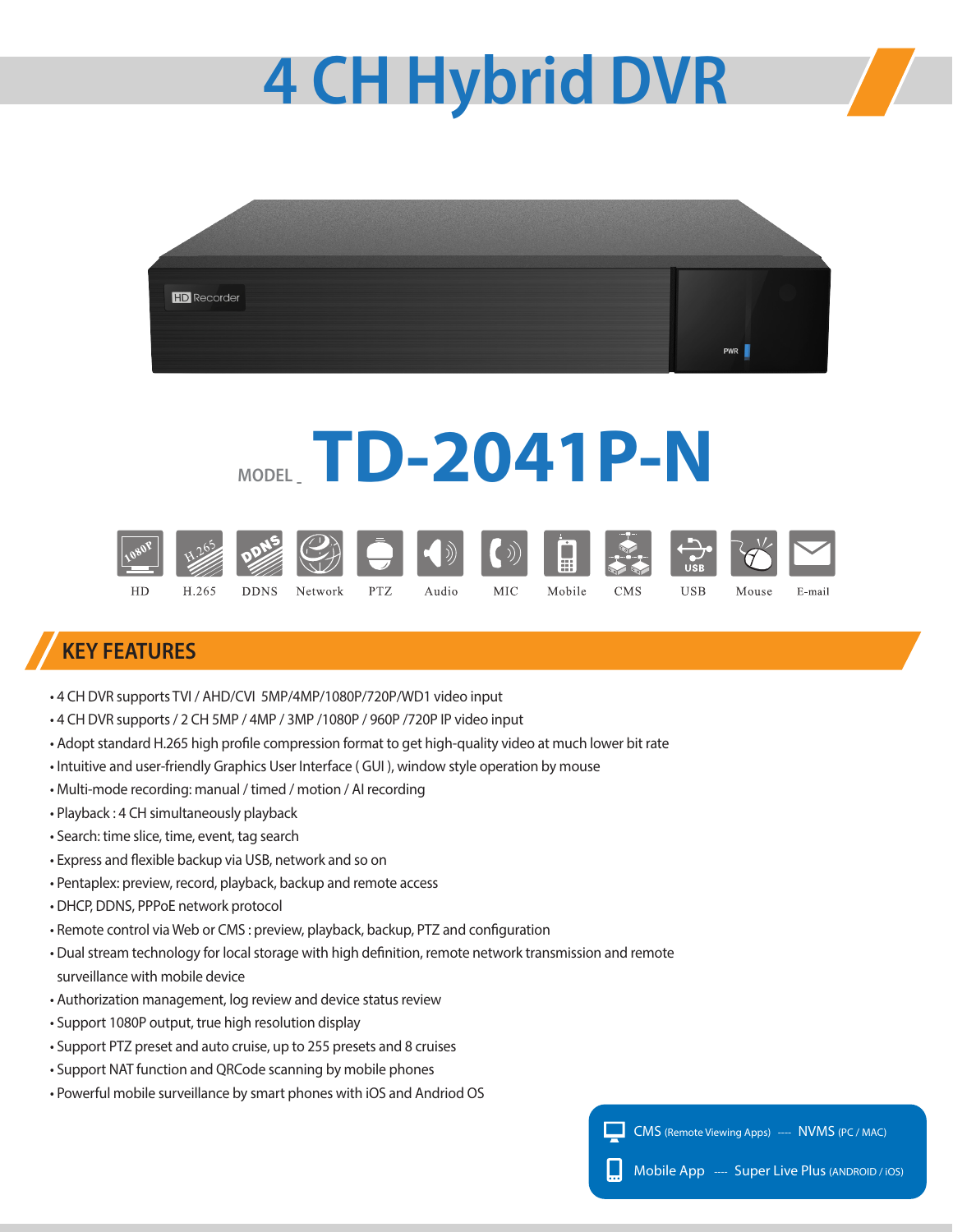# 4 CH Hybrid DVR

MODEL _ **TD-2041P-N**

HD H.265 DDNS Network PTZ Audio MIC Mobile CMS USB Mouse E-mail

## KEY FEATURES

- 4 CH DVR supports TVI / AHD/CVI 5MP/4MP/1080P/720P/WD1 video input
- 4 CH DVR supports / 2 CH 5MP / 4MP / 3MP /1080P / 960P /720P IP video input
- Adopt standard H.265 high profile compression format to get high-quality video at much lower bit rate
- Intuitive and user-friendly Graphics User Interface ( GUI ), window style operation by mouse
- Multi-mode recording: manual / timed / motion / AI recording
- Playback : 4 CH simultaneously playback
- Search: time slice, time, event, tag search
- Express and flexible backup via USB, network and so on
- Pentaplex: preview, record, playback, backup and remote access
- DHCP, DDNS, PPPoE network protocol
- Remote control via Web or CMS : preview, playback, backup, PTZ and configuration
- Dual stream technology for local storage with high definition, remote network transmission and remote surveillance with mobile device
- Authorization management, log review and device status review
- Support 1080P output, true high resolution display
- Support PTZ preset and auto cruise, up to 255 presets and 8 cruises
- Support NAT function and QRCode scanning by mobile phones
- Powerful mobile surveillance by smart phones with iOS and Andriod OS

CMS (Remote Viewing Apps) ---- NVMS (PC / MAC)

Mobile App ---- Super Live Plus (ANDROID / iOS)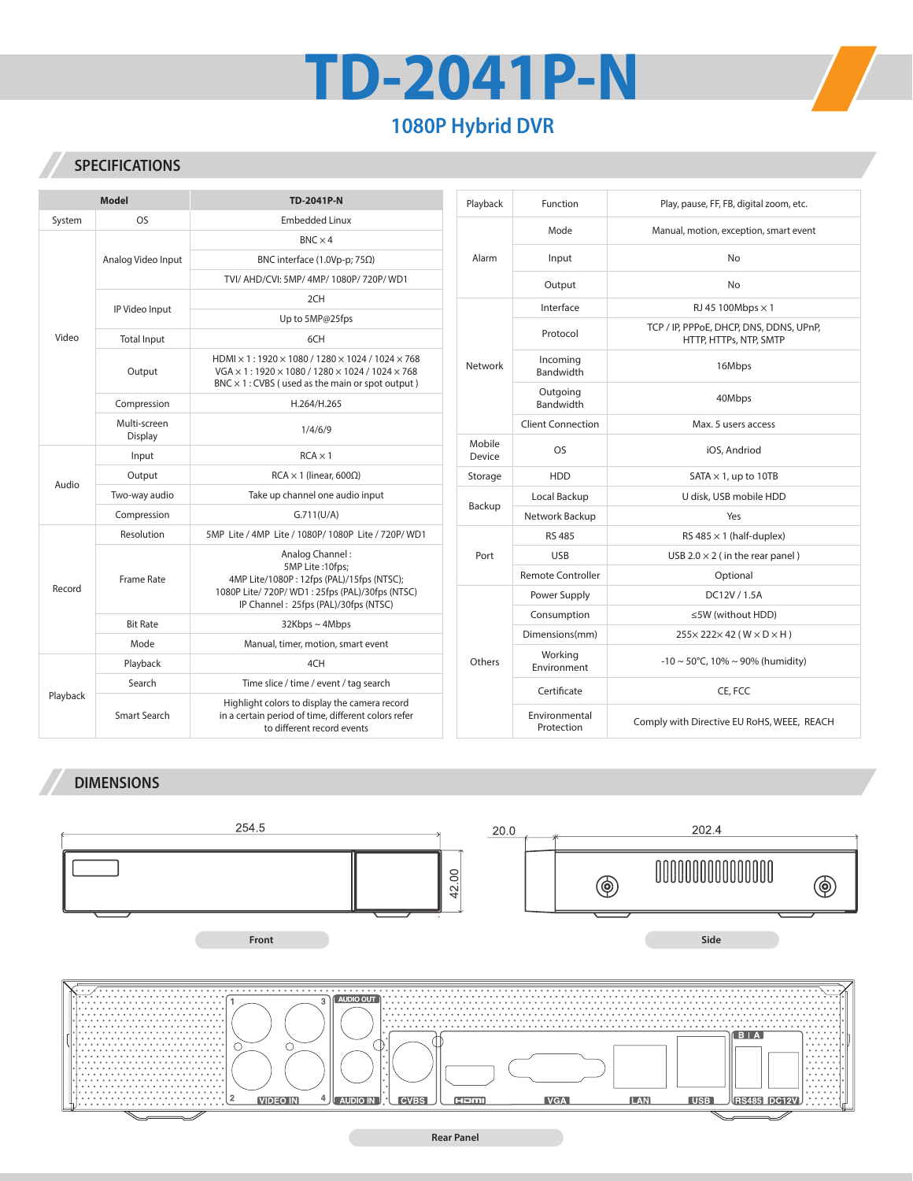# TD-2041P-N

## 1080P Hybrid DVR

## SPECIFICATIONS

| Model | | TD-2041P-N |
|---|---|---|
| System | OS | Embedded Linux |
| Video | Analog Video Input | BNC × 4 |
| | | BNC interface (1.0Vp-p; 75Ω) |
| | | TVI/ AHD/CVI: 5MP/ 4MP/ 1080P/ 720P/ WD1 |
| | IP Video Input | 2CH |
| | | Up to 5MP@25fps |
| | Total Input | 6CH |
| | Output | HDMI × 1 : 1920 × 1080 / 1280 × 1024 / 1024 × 768<br>VGA × 1 : 1920 × 1080 / 1280 × 1024 / 1024 × 768<br>BNC × 1 : CVBS ( used as the main or spot output ) |
| | Compression | H.264/H.265 |
| | Multi-screen Display | 1/4/6/9 |
| Audio | Input | RCA × 1 |
| | Output | RCA × 1 (linear, 600Ω) |
| | Two-way audio | Take up channel one audio input |
| | Compression | G.711(U/A) |
| Record | Resolution | 5MP Lite / 4MP Lite / 1080P/ 1080P Lite / 720P/ WD1 |
| | Frame Rate | Analog Channel :<br>5MP Lite :10fps;<br>4MP Lite/1080P : 12fps (PAL)/15fps (NTSC);<br>1080P Lite/ 720P/ WD1 : 25fps (PAL)/30fps (NTSC)<br>IP Channel : 25fps (PAL)/30fps (NTSC) |
| | Bit Rate | 32Kbps ~ 4Mbps |
| | Mode | Manual, timer, motion, smart event |
| Playback | Playback | 4CH |
| | Search | Time slice / time / event / tag search |
| | Smart Search | Highlight colors to display the camera record in a certain period of time, different colors refer to different record events |
| Playback | Function | Play, pause, FF, FB, digital zoom, etc. |
| Alarm | Mode | Manual, motion, exception, smart event |
| | Input | No |
| | Output | No |
| Network | Interface | RJ 45 100Mbps × 1 |
| | Protocol | TCP / IP, PPPoE, DHCP, DNS, DDNS, UPnP, HTTP, HTTPs, NTP, SMTP |
| | Incoming Bandwidth | 16Mbps |
| | Outgoing Bandwidth | 40Mbps |
| | Client Connection | Max. 5 users access |
| Mobile Device | OS | iOS, Andriod |
| Storage | HDD | SATA × 1, up to 10TB |
| Backup | Local Backup | U disk, USB mobile HDD |
| | Network Backup | Yes |
| Port | RS 485 | RS 485 × 1 (half-duplex) |
| | USB | USB 2.0 × 2 ( in the rear panel ) |
| | Remote Controller | Optional |
| Others | Power Supply | DC12V / 1.5A |
| | Consumption | ≤5W (without HDD) |
| | Dimensions(mm) | 255× 222× 42 ( W × D × H ) |
| | Working Environment | -10 ~ 50°C, 10% ~ 90% (humidity) |
| | Certificate | CE, FCC |
| | Environmental Protection | Comply with Directive EU RoHS, WEEE, REACH |

## DIMENSIONS

254.5

42.00

Front

20.0

202.4

Side

1 3 2 4 VIDEO IN AUDIO OUT AUDIO IN CVBS HDMI VGA LAN USB B A RS485 DC12V

Rear Panel